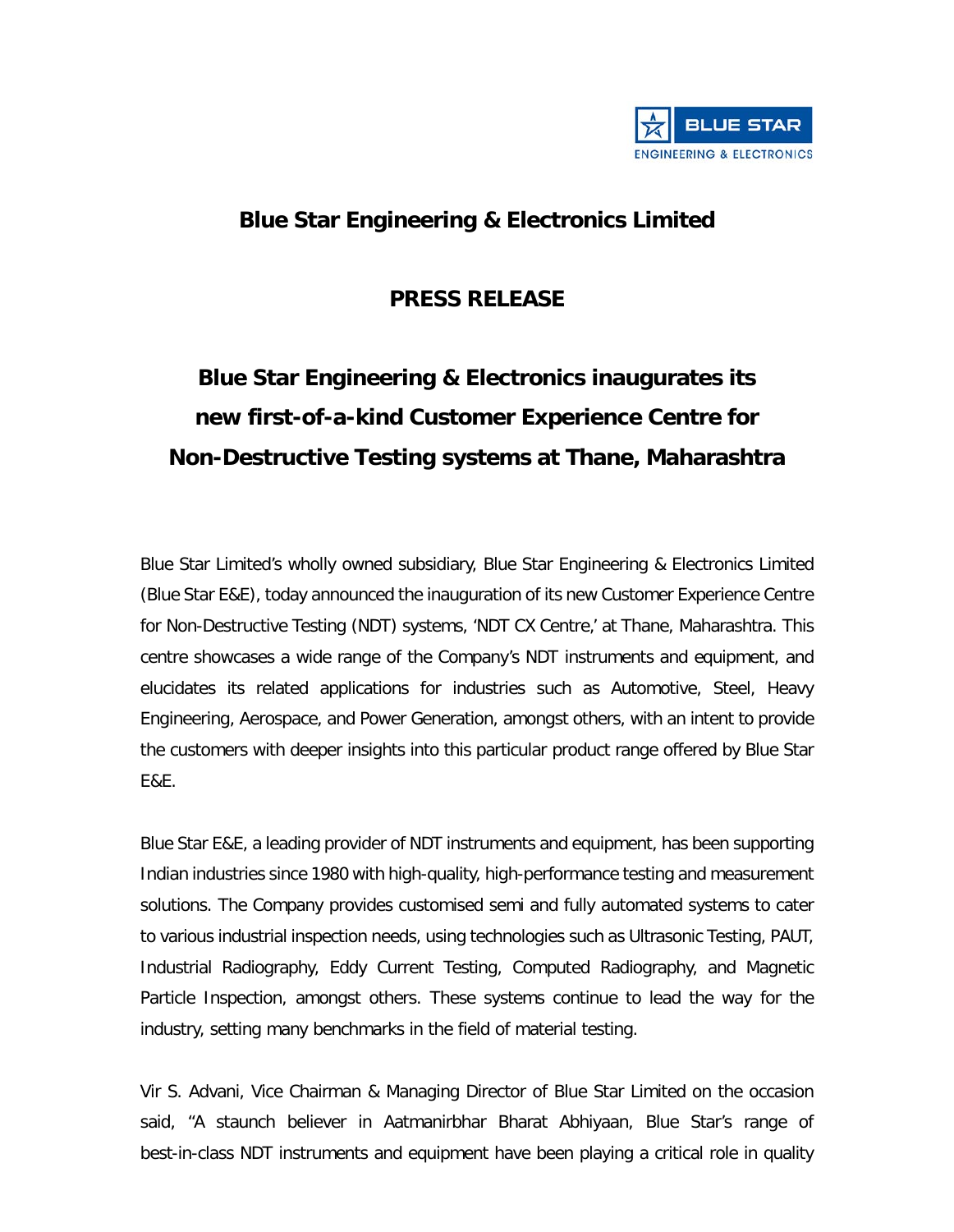# Blue Star Engineering & Electronics Limited

## PRESS RELEASE

## Blue Star Engineering & Electronics inaugurates its new first-of-a-kind Customer Experience Centre for Non-Destructive Testing systems at Thane, Maharashtra

Blue Star Limited's wholly owned subsidiary, Blue Star Engineering & Electronics Limited (Blue Star E&E), today announced the inauguration of its new Customer Experience Centre for Non-Destructive Testing (NDT) systems, 'NDT CX Centre,' at Thane, Maharashtra. This centre showcases a wide range of the Company's NDT instruments and equipment, and elucidates its related applications for industries such as Automotive, Steel, Heavy Engineering, Aerospace, and Power Generation, amongst others, with an intent to provide the customers with deeper insights into this particular product range offered by Blue Star E&E.

Blue Star E&E, a leading provider of NDT instruments and equipment, has been supporting Indian industries since 1980 with high-quality, high-performance testing and measurement solutions. The Company provides customised semi and fully automated systems to cater to various industrial inspection needs, using technologies such as Ultrasonic Testing, PAUT, Industrial Radiography, Eddy Current Testing, Computed Radiography, and Magnetic Particle Inspection, amongst others. These systems continue to lead the way for the industry, setting many benchmarks in the field of material testing.

Vir S. Advani, Vice Chairman & Managing Director of Blue Star Limited on the occasion said, "A staunch believer in Aatmanirbhar Bharat Abhiyaan, Blue Star's range of best-in-class NDT instruments and equipment have been playing a critical role in quality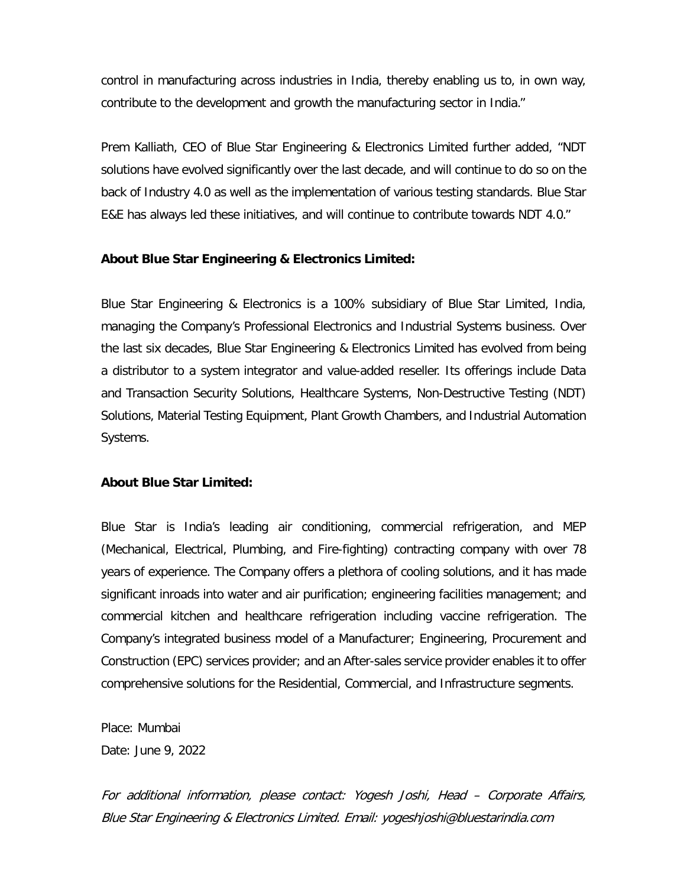control in manufacturing across industries in India, thereby enabling us to, in own way, contribute to the development and growth the manufacturing sector in India."

Prem Kalliath, CEO of Blue Star Engineering & Electronics Limited further added, "NDT solutions have evolved significantly over the last decade, and will continue to do so on the back of Industry 4.0 as well as the implementation of various testing standards. Blue Star E&E has always led these initiatives, and will continue to contribute towards NDT 4.0."

**About Blue Star Engineering & Electronics Limited:**

Blue Star Engineering & Electronics is a 100% subsidiary of Blue Star Limited, India, managing the Company's Professional Electronics and Industrial Systems business. Over the last six decades, Blue Star Engineering & Electronics Limited has evolved from being a distributor to a system integrator and value-added reseller. Its offerings include Data and Transaction Security Solutions, Healthcare Systems, Non-Destructive Testing (NDT) Solutions, Material Testing Equipment, Plant Growth Chambers, and Industrial Automation Systems.

**About Blue Star Limited:**

Blue Star is India's leading air conditioning, commercial refrigeration, and MEP (Mechanical, Electrical, Plumbing, and Fire-fighting) contracting company with over 78 years of experience. The Company offers a plethora of cooling solutions, and it has made significant inroads into water and air purification; engineering facilities management; and commercial kitchen and healthcare refrigeration including vaccine refrigeration. The Company's integrated business model of a Manufacturer; Engineering, Procurement and Construction (EPC) services provider; and an After-sales service provider enables it to offer comprehensive solutions for the Residential, Commercial, and Infrastructure segments.

Place: Mumbai
Date: June 9, 2022

*For additional information, please contact: Yogesh Joshi, Head – Corporate Affairs, Blue Star Engineering & Electronics Limited. Email: yogeshjoshi@bluestarindia.com*